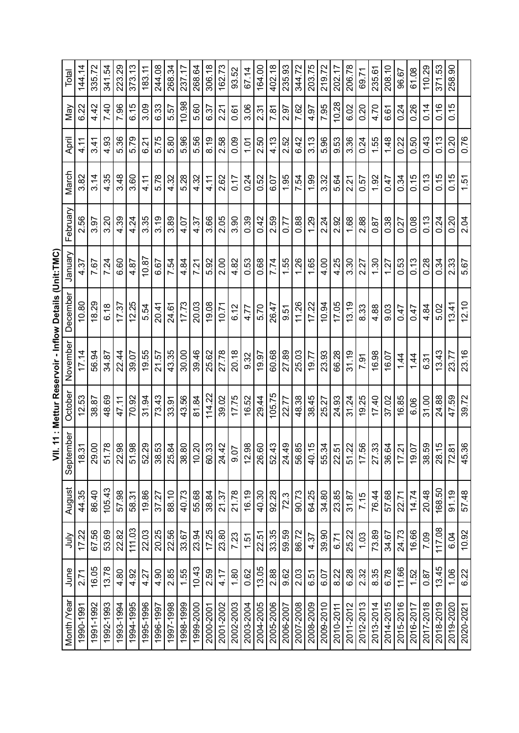## VII. 11 : Mettur Reservoir - Inflow Details (Unit:TMC)

| Month /Year | June | July | August | September | October | November | December | January | February | March | April | May | Total |
|---|---|---|---|---|---|---|---|---|---|---|---|---|---|
| 1990-1991 | 2.71 | 17.22 | 44.35 | 18.31 | 12.53 | 17.14 | 10.80 | 4.37 | 2.56 | 3.82 | 4.11 | 6.22 | 144.14 |
| 1991-1992 | 16.05 | 67.56 | 86.40 | 29.00 | 38.87 | 56.94 | 18.29 | 7.67 | 3.97 | 3.14 | 3.41 | 4.42 | 335.72 |
| 1992-1993 | 13.78 | 53.69 | 105.43 | 51.78 | 48.69 | 34.87 | 6.18 | 7.24 | 3.20 | 4.35 | 4.93 | 7.40 | 341.54 |
| 1993-1994 | 4.80 | 22.82 | 57.98 | 22.98 | 47.11 | 22.44 | 17.37 | 6.60 | 4.39 | 3.48 | 5.36 | 7.96 | 223.29 |
| 1994-1995 | 4.92 | 111.03 | 58.31 | 51.98 | 70.92 | 39.07 | 12.25 | 4.87 | 4.24 | 3.60 | 5.79 | 6.15 | 373.13 |
| 1995-1996 | 4.27 | 22.03 | 19.86 | 52.29 | 31.94 | 19.55 | 5.54 | 10.87 | 3.35 | 4.11 | 6.21 | 3.09 | 183.11 |
| 1996-1997 | 4.90 | 20.25 | 37.27 | 38.53 | 73.43 | 21.57 | 20.41 | 6.67 | 3.19 | 5.78 | 5.75 | 6.33 | 244.08 |
| 1997-1998 | 2.85 | 22.56 | 88.10 | 25.84 | 33.91 | 43.35 | 24.61 | 7.54 | 3.89 | 4.32 | 5.80 | 5.57 | 268.34 |
| 1998-1999 | 1.55 | 33.67 | 40.73 | 38.80 | 43.56 | 30.00 | 17.73 | 4.84 | 4.07 | 5.28 | 5.96 | 10.98 | 237.17 |
| 1999-2000 | 10.43 | 23.94 | 55.68 | 10.20 | 81.84 | 39.46 | 20.03 | 7.21 | 4.37 | 4.32 | 5.56 | 5.60 | 268.64 |
| 2000-2001 | 2.59 | 17.25 | 38.84 | 60.33 | 114.22 | 25.62 | 19.08 | 5.92 | 3.66 | 4.11 | 8.19 | 6.37 | 306.18 |
| 2001-2002 | 4.17 | 23.80 | 21.37 | 24.42 | 39.02 | 27.78 | 10.71 | 2.00 | 2.05 | 2.62 | 2.58 | 2.21 | 162.73 |
| 2002-2003 | 1.80 | 7.23 | 21.78 | 9.07 | 17.75 | 20.18 | 6.12 | 4.82 | 3.90 | 0.17 | 0.09 | 0.61 | 93.52 |
| 2003-2004 | 0.62 | 1.51 | 16.19 | 12.98 | 16.52 | 9.32 | 4.77 | 0.53 | 0.39 | 0.24 | 1.01 | 3.06 | 67.14 |
| 2004-2005 | 13.05 | 22.51 | 40.30 | 26.60 | 29.44 | 19.97 | 5.70 | 0.68 | 0.42 | 0.52 | 2.50 | 2.31 | 164.00 |
| 2005-2006 | 2.88 | 33.35 | 92.28 | 52.43 | 105.75 | 60.68 | 26.47 | 7.74 | 2.59 | 6.07 | 4.13 | 7.81 | 402.18 |
| 2006-2007 | 9.62 | 59.59 | 72.3 | 24.49 | 22.77 | 27.89 | 9.51 | 1.55 | 0.77 | 1.95 | 2.52 | 2.97 | 235.93 |
| 2007-2008 | 2.03 | 86.72 | 90.73 | 56.85 | 48.38 | 25.03 | 11.26 | 1.26 | 0.88 | 7.54 | 6.42 | 7.62 | 344.72 |
| 2008-2009 | 6.51 | 4.37 | 64.25 | 40.15 | 38.45 | 19.77 | 17.22 | 1.65 | 1.29 | 1.99 | 3.13 | 4.97 | 203.75 |
| 2009-2010 | 6.07 | 39.90 | 34.80 | 55.34 | 25.27 | 23.93 | 10.94 | 4.00 | 2.24 | 3.32 | 5.96 | 7.95 | 219.72 |
| 2010-2011 | 8.22 | 6.71 | 23.85 | 22.51 | 24.93 | 66.28 | 17.05 | 4.25 | 2.92 | 5.64 | 9.53 | 10.28 | 202.17 |
| 2011-2012 | 6.28 | 25.22 | 31.87 | 51.22 | 31.24 | 31.19 | 13.19 | 3.30 | 1.68 | 2.21 | 3.36 | 6.02 | 206.78 |
| 2012-2013 | 2.32 | 1.03 | 7.15 | 17.56 | 19.25 | 7.91 | 8.33 | 2.27 | 2.88 | 0.57 | 0.24 | 0.20 | 69.71 |
| 2013-2014 | 8.35 | 73.89 | 76.44 | 27.33 | 17.40 | 16.98 | 4.88 | 1.30 | 0.87 | 1.92 | 1.55 | 4.70 | 235.61 |
| 2014-2015 | 6.78 | 34.67 | 57.68 | 36.64 | 37.02 | 16.07 | 9.03 | 1.27 | 0.38 | 0.47 | 1.48 | 6.61 | 208.10 |
| 2015-2016 | 11.66 | 24.73 | 22.71 | 17.21 | 16.85 | 1.44 | 0.47 | 0.53 | 0.27 | 0.34 | 0.22 | 0.24 | 96.67 |
| 2016-2017 | 1.52 | 16.66 | 14.74 | 19.07 | 6.06 | 1.44 | 0.47 | 0.13 | 0.08 | 0.15 | 0.50 | 0.26 | 61.08 |
| 2017-2018 | 0.87 | 7.09 | 20.48 | 38.59 | 31.00 | 6.31 | 4.84 | 0.28 | 0.13 | 0.13 | 0.43 | 0.14 | 110.29 |
| 2018-2019 | 13.45 | 117.08 | 168.50 | 28.15 | 24.88 | 13.43 | 5.02 | 0.34 | 0.24 | 0.15 | 0.13 | 0.16 | 371.53 |
| 2019-2020 | 1.06 | 6.04 | 91.19 | 72.81 | 47.59 | 23.77 | 13.41 | 2.33 | 0.20 | 0.15 | 0.20 | 0.15 | 258.90 |
| 2020-2021 | 6.22 | 10.92 | 57.48 | 45.36 | 39.72 | 23.16 | 12.10 | 5.67 | 2.04 | 1.51 | 0.76 | | |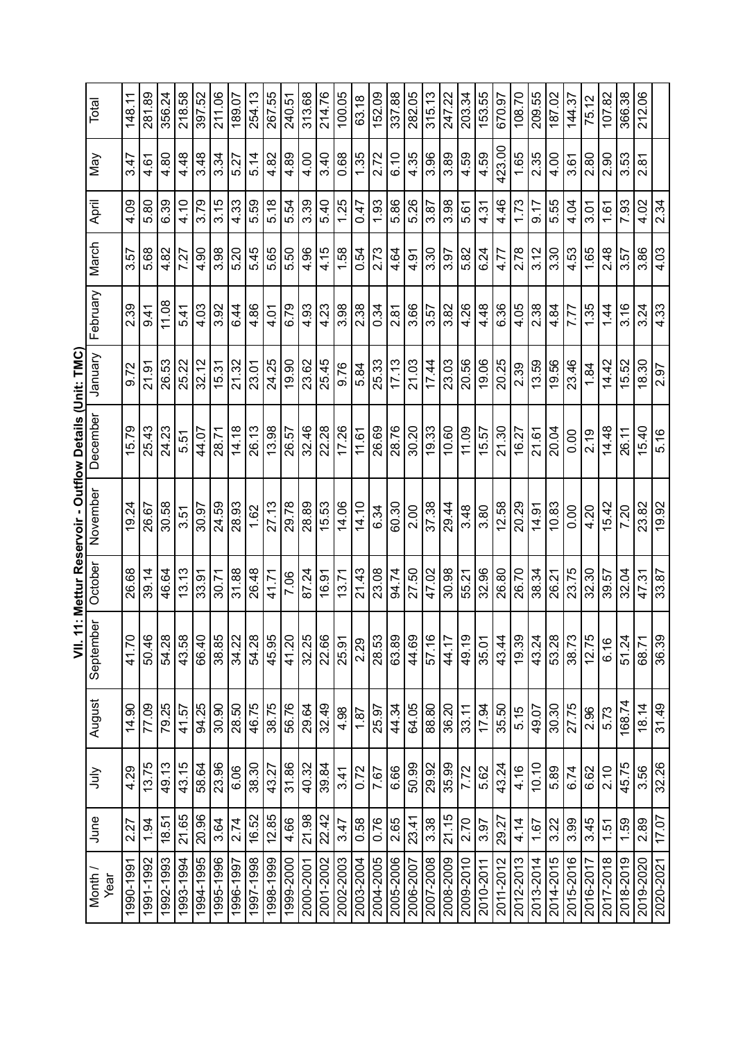## VII. 11: Mettur Reservoir - Outflow Details (Unit: TMC)

| Month / Year | June | July | August | September | October | November | December | January | February | March | April | May | Total |
|---|---|---|---|---|---|---|---|---|---|---|---|---|---|
| 1990-1991 | 2.27 | 4.29 | 14.90 | 41.70 | 26.68 | 19.24 | 15.79 | 9.72 | 2.39 | 3.57 | 4.09 | 3.47 | 148.11 |
| 1991-1992 | 1.94 | 13.75 | 77.09 | 50.46 | 39.14 | 26.67 | 25.43 | 21.91 | 9.41 | 5.68 | 5.80 | 4.61 | 281.89 |
| 1992-1993 | 18.51 | 49.13 | 79.25 | 54.28 | 46.64 | 30.58 | 24.23 | 26.53 | 11.08 | 4.82 | 6.39 | 4.80 | 356.24 |
| 1993-1994 | 21.65 | 43.15 | 41.57 | 43.58 | 13.13 | 3.51 | 5.51 | 25.22 | 5.41 | 7.27 | 4.10 | 4.48 | 218.58 |
| 1994-1995 | 20.96 | 58.64 | 94.25 | 66.40 | 33.91 | 30.97 | 44.07 | 32.12 | 4.03 | 4.90 | 3.79 | 3.48 | 397.52 |
| 1995-1996 | 3.64 | 23.96 | 30.90 | 38.85 | 30.71 | 24.59 | 28.71 | 15.31 | 3.92 | 3.98 | 3.15 | 3.34 | 211.06 |
| 1996-1997 | 2.74 | 6.06 | 28.50 | 34.22 | 31.88 | 28.93 | 14.18 | 21.32 | 6.44 | 5.20 | 4.33 | 5.27 | 189.07 |
| 1997-1998 | 16.52 | 38.30 | 46.75 | 54.28 | 26.48 | 1.62 | 26.13 | 23.01 | 4.86 | 5.45 | 5.59 | 5.14 | 254.13 |
| 1998-1999 | 12.85 | 43.27 | 38.75 | 45.95 | 41.71 | 27.13 | 13.98 | 24.25 | 4.01 | 5.65 | 5.18 | 4.82 | 267.55 |
| 1999-2000 | 4.66 | 31.86 | 56.76 | 41.20 | 7.06 | 29.78 | 26.57 | 19.90 | 6.79 | 5.50 | 5.54 | 4.89 | 240.51 |
| 2000-2001 | 21.98 | 40.32 | 29.64 | 32.25 | 87.24 | 28.89 | 32.46 | 23.62 | 4.93 | 4.96 | 3.39 | 4.00 | 313.68 |
| 2001-2002 | 22.42 | 39.84 | 32.49 | 22.66 | 16.91 | 15.53 | 22.28 | 25.45 | 4.23 | 4.15 | 5.40 | 3.40 | 214.76 |
| 2002-2003 | 3.47 | 3.41 | 4.98 | 25.91 | 13.71 | 14.06 | 17.26 | 9.76 | 3.98 | 1.58 | 1.25 | 0.68 | 100.05 |
| 2003-2004 | 0.58 | 0.72 | 1.87 | 2.29 | 21.43 | 14.10 | 11.61 | 5.84 | 2.38 | 0.54 | 0.47 | 1.35 | 63.18 |
| 2004-2005 | 0.76 | 7.67 | 25.97 | 28.53 | 23.08 | 6.34 | 26.69 | 25.33 | 0.34 | 2.73 | 1.93 | 2.72 | 152.09 |
| 2005-2006 | 2.65 | 6.66 | 44.34 | 63.89 | 94.74 | 60.30 | 28.76 | 17.13 | 2.81 | 4.64 | 5.86 | 6.10 | 337.88 |
| 2006-2007 | 23.41 | 50.99 | 64.05 | 44.69 | 27.50 | 2.00 | 30.20 | 21.03 | 3.66 | 4.91 | 5.26 | 4.35 | 282.05 |
| 2007-2008 | 3.38 | 29.92 | 88.80 | 57.16 | 47.02 | 37.38 | 19.33 | 17.44 | 3.57 | 3.30 | 3.87 | 3.96 | 315.13 |
| 2008-2009 | 21.15 | 35.99 | 36.20 | 44.17 | 30.98 | 29.44 | 10.60 | 23.03 | 3.82 | 3.97 | 3.98 | 3.89 | 247.22 |
| 2009-2010 | 2.70 | 7.72 | 33.11 | 49.19 | 55.21 | 3.48 | 11.09 | 20.56 | 4.26 | 5.82 | 5.61 | 4.59 | 203.34 |
| 2010-2011 | 3.97 | 5.62 | 17.94 | 35.01 | 32.96 | 3.80 | 15.57 | 19.06 | 4.48 | 6.24 | 4.31 | 4.59 | 153.55 |
| 2011-2012 | 29.27 | 43.24 | 35.50 | 43.44 | 26.80 | 12.58 | 21.30 | 20.25 | 6.36 | 4.77 | 4.46 | 423.00 | 670.97 |
| 2012-2013 | 4.14 | 4.16 | 5.15 | 19.39 | 26.70 | 20.29 | 16.27 | 2.39 | 4.05 | 2.78 | 1.73 | 1.65 | 108.70 |
| 2013-2014 | 1.67 | 10.10 | 49.07 | 43.24 | 38.34 | 14.91 | 21.61 | 13.59 | 2.38 | 3.12 | 9.17 | 2.35 | 209.55 |
| 2014-2015 | 3.22 | 5.89 | 30.30 | 53.28 | 26.21 | 10.83 | 20.04 | 19.56 | 4.84 | 3.30 | 5.55 | 4.00 | 187.02 |
| 2015-2016 | 3.99 | 6.74 | 27.75 | 38.73 | 23.75 | 0.00 | 0.00 | 23.46 | 7.77 | 4.53 | 4.04 | 3.61 | 144.37 |
| 2016-2017 | 3.45 | 6.62 | 2.96 | 12.75 | 32.30 | 4.20 | 2.19 | 1.84 | 1.35 | 1.65 | 3.01 | 2.80 | 75.12 |
| 2017-2018 | 1.51 | 2.10 | 5.73 | 6.16 | 39.57 | 15.42 | 14.48 | 14.42 | 1.44 | 2.48 | 1.61 | 2.90 | 107.82 |
| 2018-2019 | 1.59 | 45.75 | 168.74 | 51.24 | 32.04 | 7.20 | 26.11 | 15.52 | 3.16 | 3.57 | 7.93 | 3.53 | 366.38 |
| 2019-2020 | 2.89 | 3.56 | 18.14 | 68.71 | 47.31 | 23.82 | 15.40 | 18.30 | 3.24 | 3.86 | 4.02 | 2.81 | 212.06 |
| 2020-2021 | 17.07 | 32.26 | 31.49 | 36.39 | 33.87 | 19.92 | 5.16 | 2.97 | 4.33 | 4.03 | 2.34 | | |